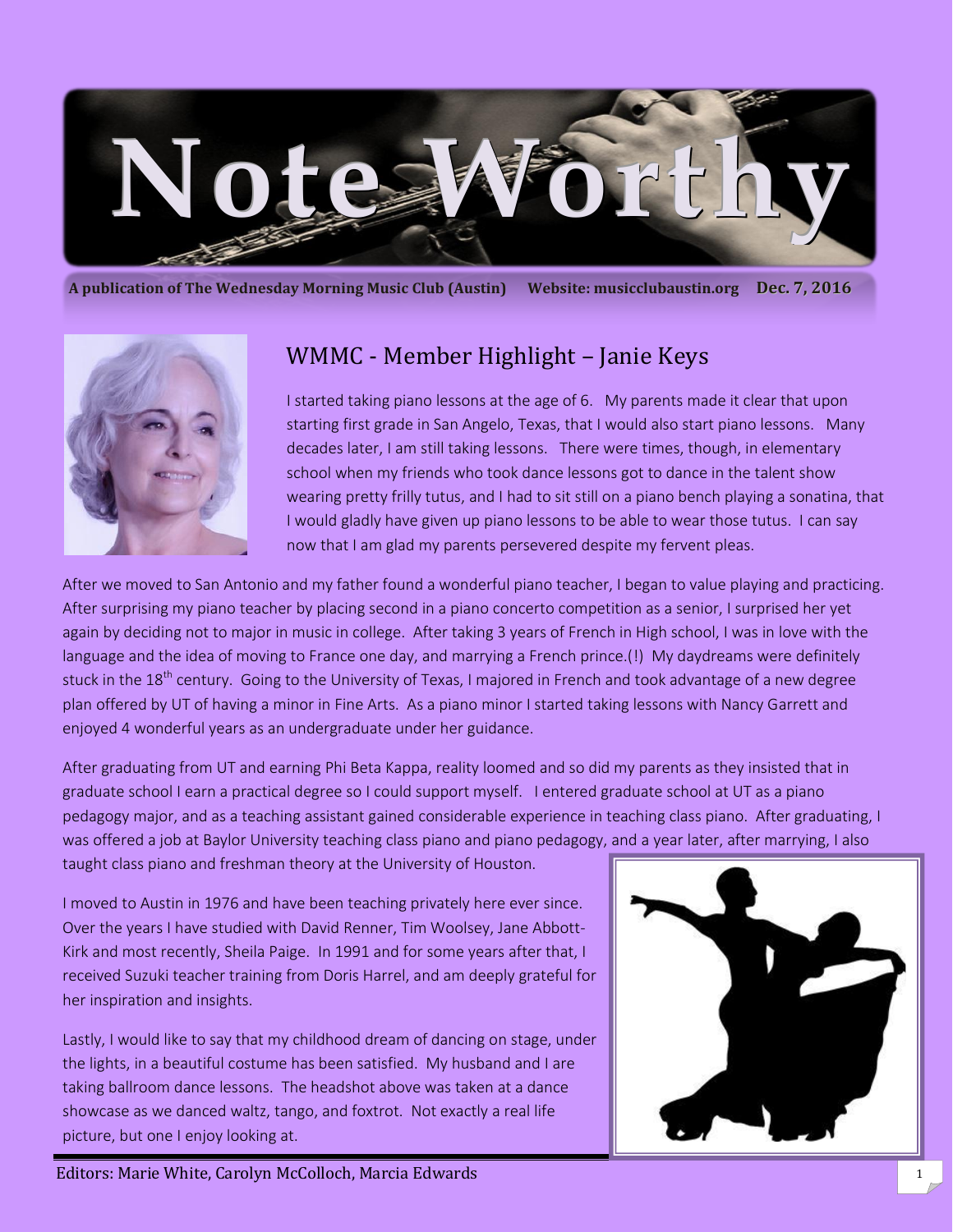# Note Worthy

**A publication of The Wednesday Morning Music Club (Austin)   Website: musicclubaustin.org   Dec. 7, 2016**

## WMMC - Member Highlight – Janie Keys

I started taking piano lessons at the age of 6. My parents made it clear that upon starting first grade in San Angelo, Texas, that I would also start piano lessons. Many decades later, I am still taking lessons. There were times, though, in elementary school when my friends who took dance lessons got to dance in the talent show wearing pretty frilly tutus, and I had to sit still on a piano bench playing a sonatina, that I would gladly have given up piano lessons to be able to wear those tutus. I can say now that I am glad my parents persevered despite my fervent pleas.

After we moved to San Antonio and my father found a wonderful piano teacher, I began to value playing and practicing. After surprising my piano teacher by placing second in a piano concerto competition as a senior, I surprised her yet again by deciding not to major in music in college. After taking 3 years of French in High school, I was in love with the language and the idea of moving to France one day, and marrying a French prince.(!) My daydreams were definitely stuck in the 18th century. Going to the University of Texas, I majored in French and took advantage of a new degree plan offered by UT of having a minor in Fine Arts. As a piano minor I started taking lessons with Nancy Garrett and enjoyed 4 wonderful years as an undergraduate under her guidance.

After graduating from UT and earning Phi Beta Kappa, reality loomed and so did my parents as they insisted that in graduate school I earn a practical degree so I could support myself. I entered graduate school at UT as a piano pedagogy major, and as a teaching assistant gained considerable experience in teaching class piano. After graduating, I was offered a job at Baylor University teaching class piano and piano pedagogy, and a year later, after marrying, I also taught class piano and freshman theory at the University of Houston.

I moved to Austin in 1976 and have been teaching privately here ever since. Over the years I have studied with David Renner, Tim Woolsey, Jane Abbott-Kirk and most recently, Sheila Paige. In 1991 and for some years after that, I received Suzuki teacher training from Doris Harrel, and am deeply grateful for her inspiration and insights.

Lastly, I would like to say that my childhood dream of dancing on stage, under the lights, in a beautiful costume has been satisfied. My husband and I are taking ballroom dance lessons. The headshot above was taken at a dance showcase as we danced waltz, tango, and foxtrot. Not exactly a real life picture, but one I enjoy looking at.

Editors: Marie White, Carolyn McColloch, Marcia Edwards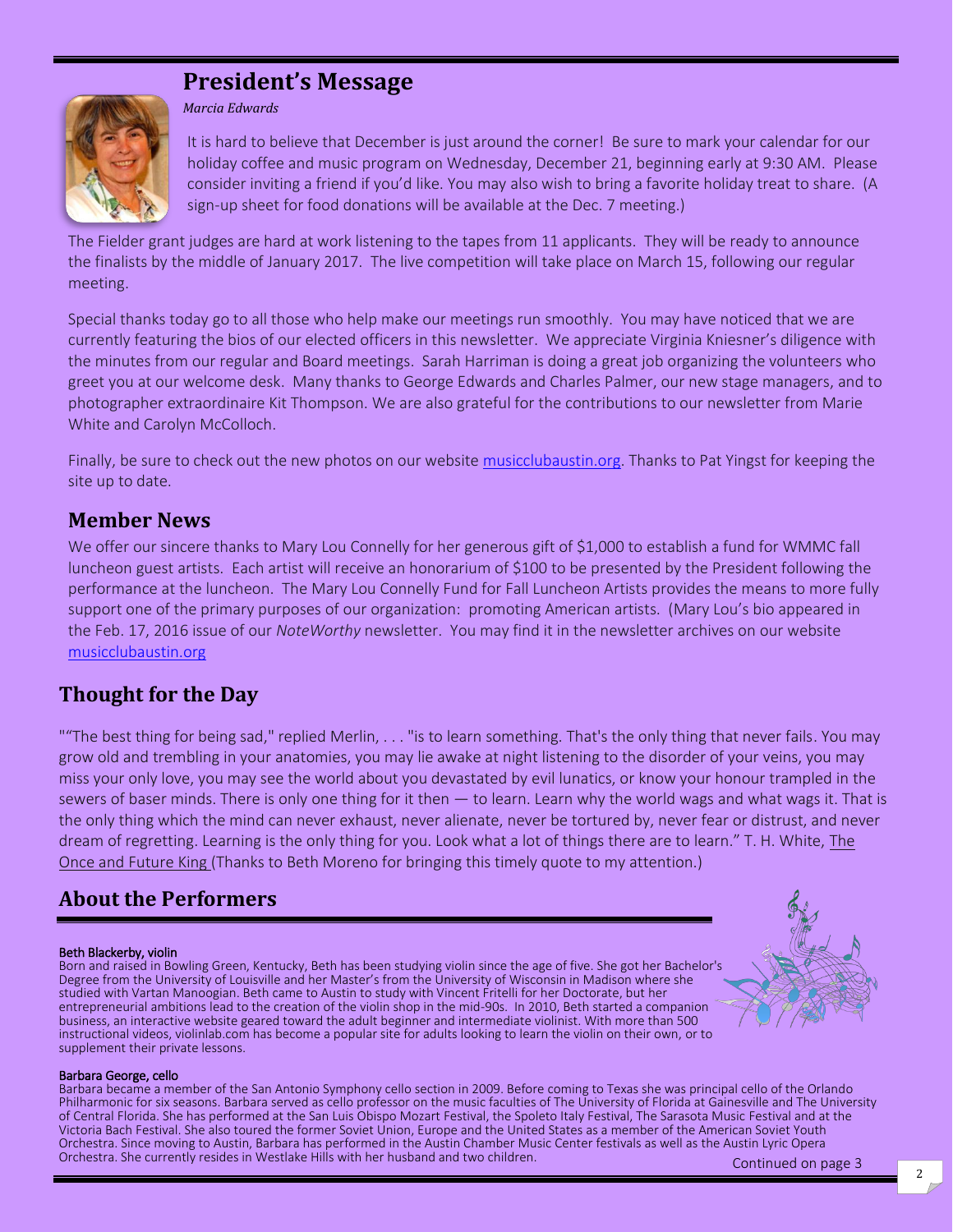## President's Message

*Marcia Edwards*

It is hard to believe that December is just around the corner! Be sure to mark your calendar for our holiday coffee and music program on Wednesday, December 21, beginning early at 9:30 AM. Please consider inviting a friend if you'd like. You may also wish to bring a favorite holiday treat to share. (A sign-up sheet for food donations will be available at the Dec. 7 meeting.)

The Fielder grant judges are hard at work listening to the tapes from 11 applicants. They will be ready to announce the finalists by the middle of January 2017. The live competition will take place on March 15, following our regular meeting.

Special thanks today go to all those who help make our meetings run smoothly. You may have noticed that we are currently featuring the bios of our elected officers in this newsletter. We appreciate Virginia Kniesner's diligence with the minutes from our regular and Board meetings. Sarah Harriman is doing a great job organizing the volunteers who greet you at our welcome desk. Many thanks to George Edwards and Charles Palmer, our new stage managers, and to photographer extraordinaire Kit Thompson. We are also grateful for the contributions to our newsletter from Marie White and Carolyn McColloch.

Finally, be sure to check out the new photos on our website musicclubaustin.org. Thanks to Pat Yingst for keeping the site up to date.

## Member News

We offer our sincere thanks to Mary Lou Connelly for her generous gift of $1,000 to establish a fund for WMMC fall luncheon guest artists. Each artist will receive an honorarium of $100 to be presented by the President following the performance at the luncheon. The Mary Lou Connelly Fund for Fall Luncheon Artists provides the means to more fully support one of the primary purposes of our organization: promoting American artists. (Mary Lou's bio appeared in the Feb. 17, 2016 issue of our *NoteWorthy* newsletter. You may find it in the newsletter archives on our website musicclubaustin.org

## Thought for the Day

"“The best thing for being sad," replied Merlin, . . . "is to learn something. That's the only thing that never fails. You may grow old and trembling in your anatomies, you may lie awake at night listening to the disorder of your veins, you may miss your only love, you may see the world about you devastated by evil lunatics, or know your honour trampled in the sewers of baser minds. There is only one thing for it then — to learn. Learn why the world wags and what wags it. That is the only thing which the mind can never exhaust, never alienate, never be tortured by, never fear or distrust, and never dream of regretting. Learning is the only thing for you. Look what a lot of things there are to learn." T. H. White, The Once and Future King (Thanks to Beth Moreno for bringing this timely quote to my attention.)

## About the Performers

**Beth Blackerby, violin**
Born and raised in Bowling Green, Kentucky, Beth has been studying violin since the age of five. She got her Bachelor's Degree from the University of Louisville and her Master's from the University of Wisconsin in Madison where she studied with Vartan Manoogian. Beth came to Austin to study with Vincent Fritelli for her Doctorate, but her entrepreneurial ambitions lead to the creation of the violin shop in the mid-90s. In 2010, Beth started a companion business, an interactive website geared toward the adult beginner and intermediate violinist. With more than 500 instructional videos, violinlab.com has become a popular site for adults looking to learn the violin on their own, or to supplement their private lessons.

**Barbara George, cello**
Barbara became a member of the San Antonio Symphony cello section in 2009. Before coming to Texas she was principal cello of the Orlando Philharmonic for six seasons. Barbara served as cello professor on the music faculties of The University of Florida at Gainesville and The University of Central Florida. She has performed at the San Luis Obispo Mozart Festival, the Spoleto Italy Festival, The Sarasota Music Festival and at the Victoria Bach Festival. She also toured the former Soviet Union, Europe and the United States as a member of the American Soviet Youth Orchestra. Since moving to Austin, Barbara has performed in the Austin Chamber Music Center festivals as well as the Austin Lyric Opera Orchestra. She currently resides in Westlake Hills with her husband and two children.

Continued on page 3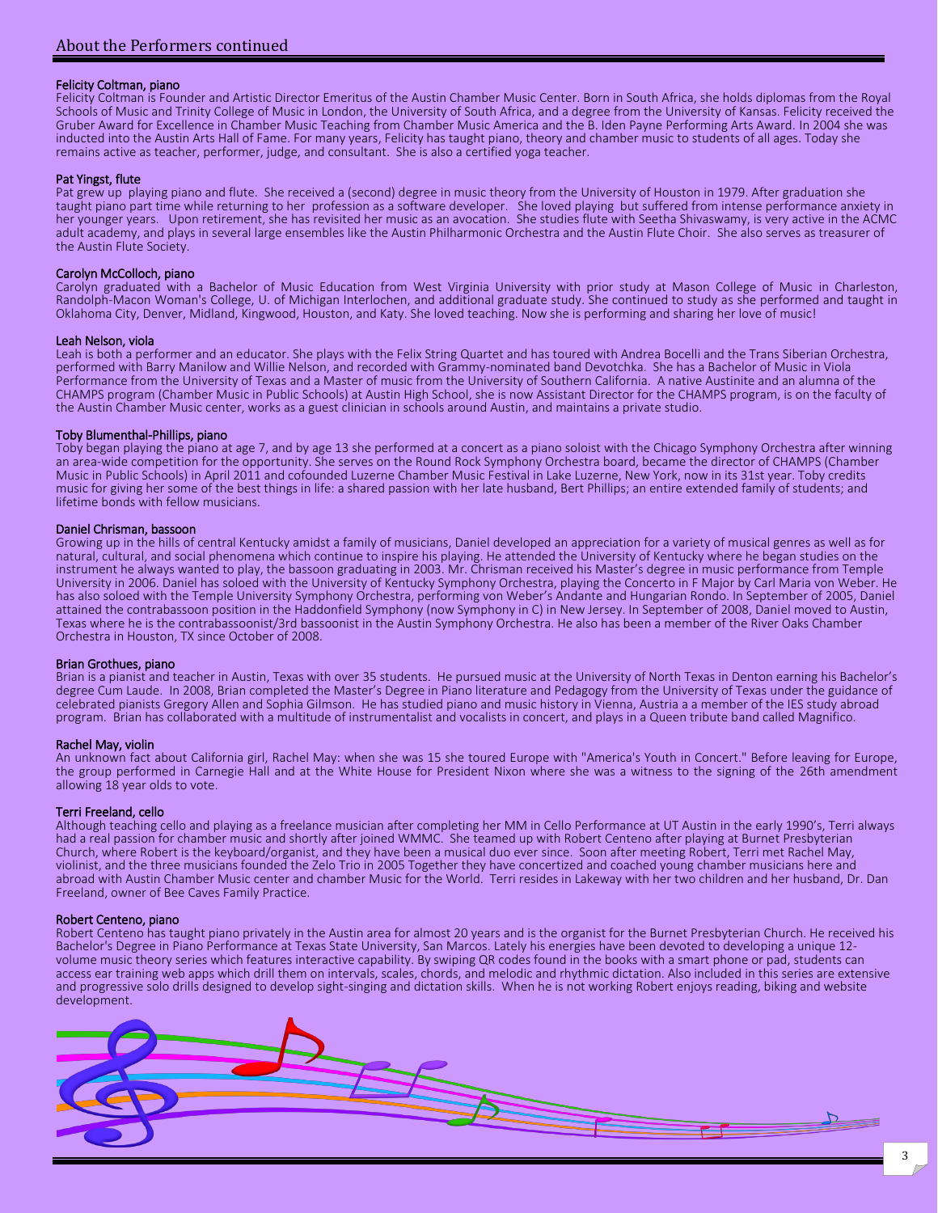# About the Performers continued

### Felicity Coltman, piano

Felicity Coltman is Founder and Artistic Director Emeritus of the Austin Chamber Music Center. Born in South Africa, she holds diplomas from the Royal Schools of Music and Trinity College of Music in London, the University of South Africa, and a degree from the University of Kansas. Felicity received the Gruber Award for Excellence in Chamber Music Teaching from Chamber Music America and the B. Iden Payne Performing Arts Award. In 2004 she was inducted into the Austin Arts Hall of Fame. For many years, Felicity has taught piano, theory and chamber music to students of all ages. Today she remains active as teacher, performer, judge, and consultant. She is also a certified yoga teacher.

### Pat Yingst, flute

Pat grew up playing piano and flute. She received a (second) degree in music theory from the University of Houston in 1979. After graduation she taught piano part time while returning to her profession as a software developer. She loved playing but suffered from intense performance anxiety in her younger years. Upon retirement, she has revisited her music as an avocation. She studies flute with Seetha Shivaswamy, is very active in the ACMC adult academy, and plays in several large ensembles like the Austin Philharmonic Orchestra and the Austin Flute Choir. She also serves as treasurer of the Austin Flute Society.

### Carolyn McColloch, piano

Carolyn graduated with a Bachelor of Music Education from West Virginia University with prior study at Mason College of Music in Charleston, Randolph-Macon Woman's College, U. of Michigan Interlochen, and additional graduate study. She continued to study as she performed and taught in Oklahoma City, Denver, Midland, Kingwood, Houston, and Katy. She loved teaching. Now she is performing and sharing her love of music!

### Leah Nelson, viola

Leah is both a performer and an educator. She plays with the Felix String Quartet and has toured with Andrea Bocelli and the Trans Siberian Orchestra, performed with Barry Manilow and Willie Nelson, and recorded with Grammy-nominated band Devotchka. She has a Bachelor of Music in Viola Performance from the University of Texas and a Master of music from the University of Southern California. A native Austinite and an alumna of the CHAMPS program (Chamber Music in Public Schools) at Austin High School, she is now Assistant Director for the CHAMPS program, is on the faculty of the Austin Chamber Music center, works as a guest clinician in schools around Austin, and maintains a private studio.

### Toby Blumenthal-Phillips, piano

Toby began playing the piano at age 7, and by age 13 she performed at a concert as a piano soloist with the Chicago Symphony Orchestra after winning an area-wide competition for the opportunity. She serves on the Round Rock Symphony Orchestra board, became the director of CHAMPS (Chamber Music in Public Schools) in April 2011 and cofounded Luzerne Chamber Music Festival in Lake Luzerne, New York, now in its 31st year. Toby credits music for giving her some of the best things in life: a shared passion with her late husband, Bert Phillips; an entire extended family of students; and lifetime bonds with fellow musicians.

### Daniel Chrisman, bassoon

Growing up in the hills of central Kentucky amidst a family of musicians, Daniel developed an appreciation for a variety of musical genres as well as for natural, cultural, and social phenomena which continue to inspire his playing. He attended the University of Kentucky where he began studies on the instrument he always wanted to play, the bassoon graduating in 2003. Mr. Chrisman received his Master's degree in music performance from Temple University in 2006. Daniel has soloed with the University of Kentucky Symphony Orchestra, playing the Concerto in F Major by Carl Maria von Weber. He has also soloed with the Temple University Symphony Orchestra, performing von Weber's Andante and Hungarian Rondo. In September of 2005, Daniel attained the contrabassoon position in the Haddonfield Symphony (now Symphony in C) in New Jersey. In September of 2008, Daniel moved to Austin, Texas where he is the contrabassoonist/3rd bassoonist in the Austin Symphony Orchestra. He also has been a member of the River Oaks Chamber Orchestra in Houston, TX since October of 2008.

### Brian Grothues, piano

Brian is a pianist and teacher in Austin, Texas with over 35 students. He pursued music at the University of North Texas in Denton earning his Bachelor's degree Cum Laude. In 2008, Brian completed the Master's Degree in Piano literature and Pedagogy from the University of Texas under the guidance of celebrated pianists Gregory Allen and Sophia Gilmson. He has studied piano and music history in Vienna, Austria a a member of the IES study abroad program. Brian has collaborated with a multitude of instrumentalist and vocalists in concert, and plays in a Queen tribute band called Magnifico.

### Rachel May, violin

An unknown fact about California girl, Rachel May: when she was 15 she toured Europe with "America's Youth in Concert." Before leaving for Europe, the group performed in Carnegie Hall and at the White House for President Nixon where she was a witness to the signing of the 26th amendment allowing 18 year olds to vote.

### Terri Freeland, cello

Although teaching cello and playing as a freelance musician after completing her MM in Cello Performance at UT Austin in the early 1990's, Terri always had a real passion for chamber music and shortly after joined WMMC. She teamed up with Robert Centeno after playing at Burnet Presbyterian Church, where Robert is the keyboard/organist, and they have been a musical duo ever since. Soon after meeting Robert, Terri met Rachel May, violinist, and the three musicians founded the Zelo Trio in 2005 Together they have concertized and coached young chamber musicians here and abroad with Austin Chamber Music center and chamber Music for the World. Terri resides in Lakeway with her two children and her husband, Dr. Dan Freeland, owner of Bee Caves Family Practice.

### Robert Centeno, piano

Robert Centeno has taught piano privately in the Austin area for almost 20 years and is the organist for the Burnet Presbyterian Church. He received his Bachelor's Degree in Piano Performance at Texas State University, San Marcos. Lately his energies have been devoted to developing a unique 12-volume music theory series which features interactive capability. By swiping QR codes found in the books with a smart phone or pad, students can access ear training web apps which drill them on intervals, scales, chords, and melodic and rhythmic dictation. Also included in this series are extensive and progressive solo drills designed to develop sight-singing and dictation skills. When he is not working Robert enjoys reading, biking and website development.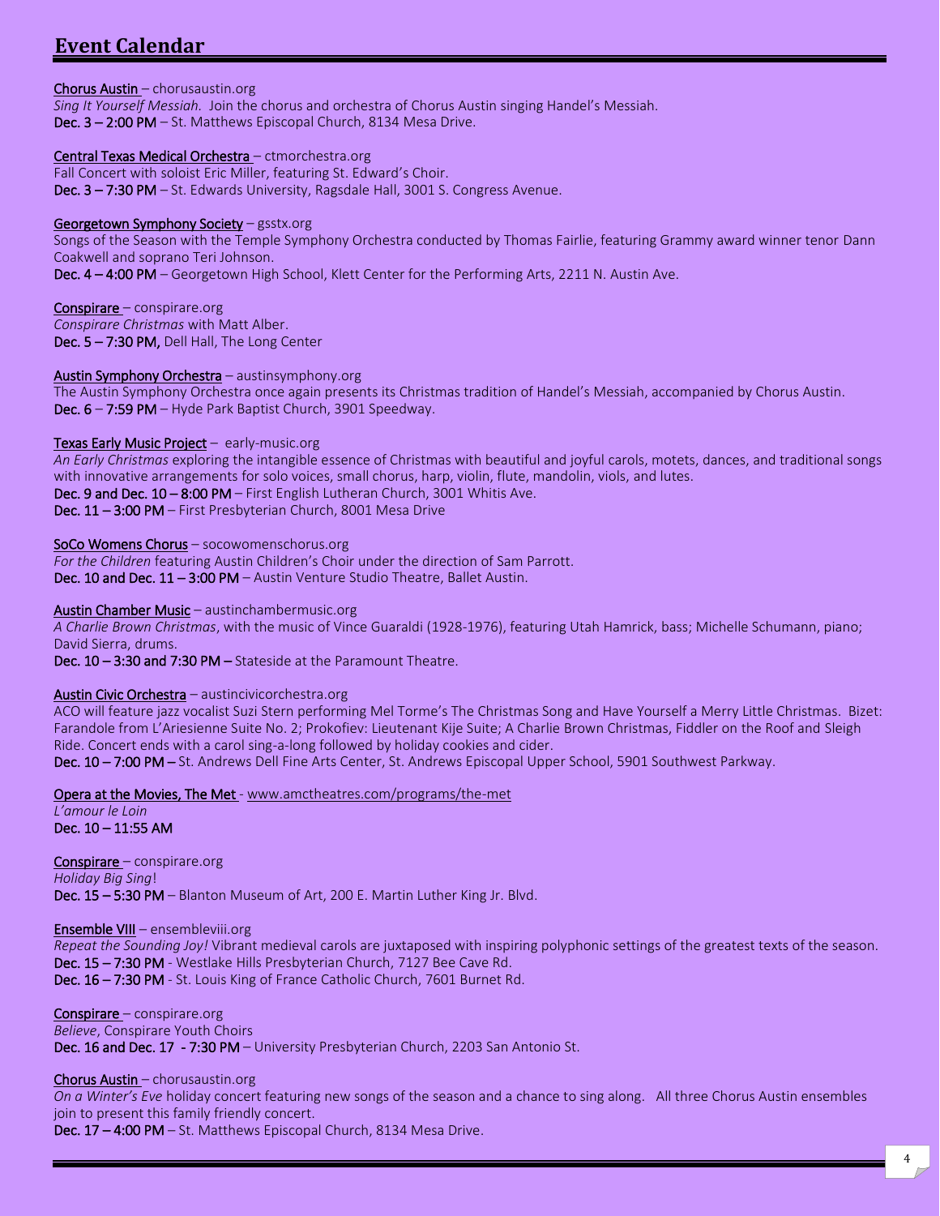## Event Calendar

**Chorus Austin** – chorusaustin.org
*Sing It Yourself Messiah.* Join the chorus and orchestra of Chorus Austin singing Handel's Messiah.
**Dec. 3 – 2:00 PM** – St. Matthews Episcopal Church, 8134 Mesa Drive.

**Central Texas Medical Orchestra** – ctmorchestra.org
Fall Concert with soloist Eric Miller, featuring St. Edward's Choir.
**Dec. 3 – 7:30 PM** – St. Edwards University, Ragsdale Hall, 3001 S. Congress Avenue.

**Georgetown Symphony Society** – gsstx.org
Songs of the Season with the Temple Symphony Orchestra conducted by Thomas Fairlie, featuring Grammy award winner tenor Dann Coakwell and soprano Teri Johnson.
**Dec. 4 – 4:00 PM** – Georgetown High School, Klett Center for the Performing Arts, 2211 N. Austin Ave.

**Conspirare** – conspirare.org
*Conspirare Christmas* with Matt Alber.
**Dec. 5 – 7:30 PM,** Dell Hall, The Long Center

**Austin Symphony Orchestra** – austinsymphony.org
The Austin Symphony Orchestra once again presents its Christmas tradition of Handel's Messiah, accompanied by Chorus Austin.
**Dec. 6 – 7:59 PM** – Hyde Park Baptist Church, 3901 Speedway.

**Texas Early Music Project** – early-music.org
*An Early Christmas* exploring the intangible essence of Christmas with beautiful and joyful carols, motets, dances, and traditional songs with innovative arrangements for solo voices, small chorus, harp, violin, flute, mandolin, viols, and lutes.
**Dec. 9 and Dec. 10 – 8:00 PM** – First English Lutheran Church, 3001 Whitis Ave.
**Dec. 11 – 3:00 PM** – First Presbyterian Church, 8001 Mesa Drive

**SoCo Womens Chorus** – socowomenschorus.org
*For the Children* featuring Austin Children's Choir under the direction of Sam Parrott.
**Dec. 10 and Dec. 11 – 3:00 PM** – Austin Venture Studio Theatre, Ballet Austin.

**Austin Chamber Music** – austinchambermusic.org
*A Charlie Brown Christmas*, with the music of Vince Guaraldi (1928-1976), featuring Utah Hamrick, bass; Michelle Schumann, piano; David Sierra, drums.
**Dec. 10 – 3:30 and 7:30 PM –** Stateside at the Paramount Theatre.

**Austin Civic Orchestra** – austincivicorchestra.org
ACO will feature jazz vocalist Suzi Stern performing Mel Torme's The Christmas Song and Have Yourself a Merry Little Christmas. Bizet: Farandole from L'Ariesienne Suite No. 2; Prokofiev: Lieutenant Kije Suite; A Charlie Brown Christmas, Fiddler on the Roof and Sleigh Ride. Concert ends with a carol sing-a-long followed by holiday cookies and cider.
**Dec. 10 – 7:00 PM –** St. Andrews Dell Fine Arts Center, St. Andrews Episcopal Upper School, 5901 Southwest Parkway.

**Opera at the Movies, The Met** - www.amctheatres.com/programs/the-met
*L'amour le Loin*
**Dec. 10 – 11:55 AM**

**Conspirare** – conspirare.org
*Holiday Big Sing*!
**Dec. 15 – 5:30 PM** – Blanton Museum of Art, 200 E. Martin Luther King Jr. Blvd.

**Ensemble VIII** – ensembleviii.org
*Repeat the Sounding Joy!* Vibrant medieval carols are juxtaposed with inspiring polyphonic settings of the greatest texts of the season.
**Dec. 15 – 7:30 PM** - Westlake Hills Presbyterian Church, 7127 Bee Cave Rd.
**Dec. 16 – 7:30 PM** - St. Louis King of France Catholic Church, 7601 Burnet Rd.

**Conspirare** – conspirare.org
*Believe*, Conspirare Youth Choirs
**Dec. 16 and Dec. 17 - 7:30 PM** – University Presbyterian Church, 2203 San Antonio St.

**Chorus Austin** – chorusaustin.org
*On a Winter's Eve* holiday concert featuring new songs of the season and a chance to sing along. All three Chorus Austin ensembles join to present this family friendly concert.
**Dec. 17 – 4:00 PM** – St. Matthews Episcopal Church, 8134 Mesa Drive.